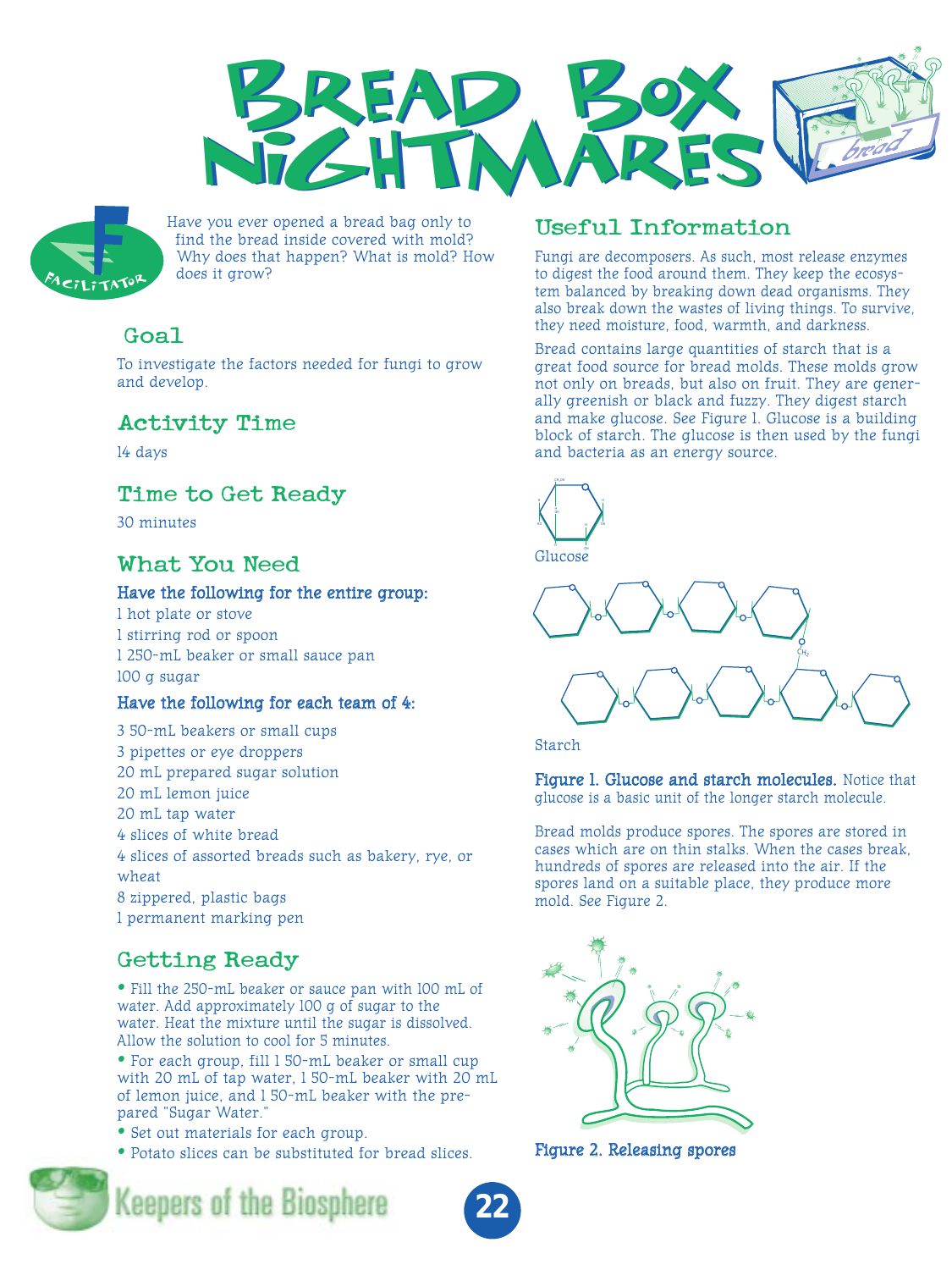# Bread Box Nightmares

Have you ever opened a bread bag only to find the bread inside covered with mold? Why does that happen? What is mold? How does it grow?

## Goal

To investigate the factors needed for fungi to grow and develop.

## Activity Time

14 days

## Time to Get Ready

30 minutes

## What You Need

**Have the following for the entire group:**

1 hot plate or stove
1 stirring rod or spoon
1 250-mL beaker or small sauce pan
100 g sugar

**Have the following for each team of 4:**

3 50-mL beakers or small cups
3 pipettes or eye droppers
20 mL prepared sugar solution
20 mL lemon juice
20 mL tap water
4 slices of white bread
4 slices of assorted breads such as bakery, rye, or wheat
8 zippered, plastic bags
1 permanent marking pen

## Getting Ready

- Fill the 250-mL beaker or sauce pan with 100 mL of water. Add approximately 100 g of sugar to the water. Heat the mixture until the sugar is dissolved. Allow the solution to cool for 5 minutes.
- For each group, fill 1 50-mL beaker or small cup with 20 mL of tap water, 1 50-mL beaker with 20 mL of lemon juice, and 1 50-mL beaker with the prepared "Sugar Water."
- Set out materials for each group.
- Potato slices can be substituted for bread slices.

## Useful Information

Fungi are decomposers. As such, most release enzymes to digest the food around them. They keep the ecosystem balanced by breaking down dead organisms. They also break down the wastes of living things. To survive, they need moisture, food, warmth, and darkness.

Bread contains large quantities of starch that is a great food source for bread molds. These molds grow not only on breads, but also on fruit. They are generally greenish or black and fuzzy. They digest starch and make glucose. See Figure 1. Glucose is a building block of starch. The glucose is then used by the fungi and bacteria as an energy source.

Glucose

Starch

**Figure 1. Glucose and starch molecules.** Notice that glucose is a basic unit of the longer starch molecule.

Bread molds produce spores. The spores are stored in cases which are on thin stalks. When the cases break, hundreds of spores are released into the air. If the spores land on a suitable place, they produce more mold. See Figure 2.

**Figure 2. Releasing spores**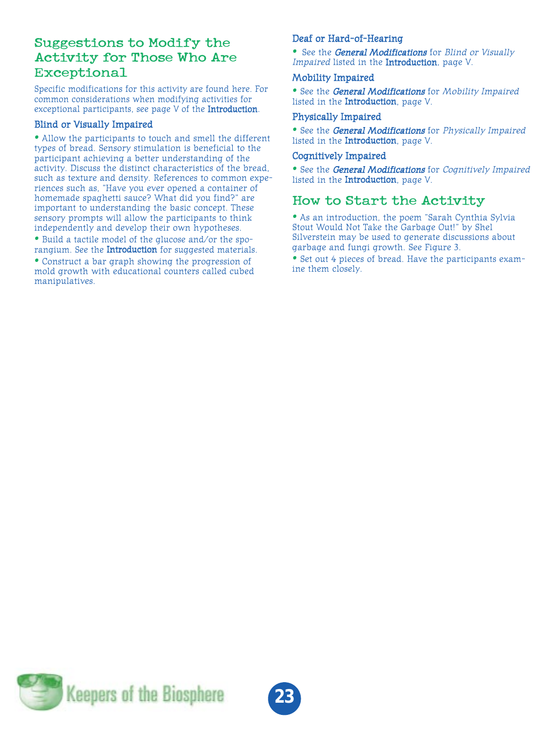## Suggestions to Modify the Activity for Those Who Are Exceptional

Specific modifications for this activity are found here. For common considerations when modifying activities for exceptional participants, see page V of the **Introduction**.

### Blind or Visually Impaired

- Allow the participants to touch and smell the different types of bread. Sensory stimulation is beneficial to the participant achieving a better understanding of the activity. Discuss the distinct characteristics of the bread, such as texture and density. References to common experiences such as, "Have you ever opened a container of homemade spaghetti sauce? What did you find?" are important to understanding the basic concept. These sensory prompts will allow the participants to think independently and develop their own hypotheses.
- Build a tactile model of the glucose and/or the sporangium. See the **Introduction** for suggested materials.
- Construct a bar graph showing the progression of mold growth with educational counters called cubed manipulatives.

### Deaf or Hard-of-Hearing

- See the ***General Modifications*** for *Blind or Visually Impaired* listed in the **Introduction**, page V.

### Mobility Impaired

- See the ***General Modifications*** for *Mobility Impaired* listed in the **Introduction**, page V.

### Physically Impaired

- See the ***General Modifications*** for *Physically Impaired* listed in the **Introduction**, page V.

### Cognitively Impaired

- See the ***General Modifications*** for *Cognitively Impaired* listed in the **Introduction**, page V.

## How to Start the Activity

- As an introduction, the poem "Sarah Cynthia Sylvia Stout Would Not Take the Garbage Out!" by Shel Silverstein may be used to generate discussions about garbage and fungi growth. See Figure 3.
- Set out 4 pieces of bread. Have the participants examine them closely.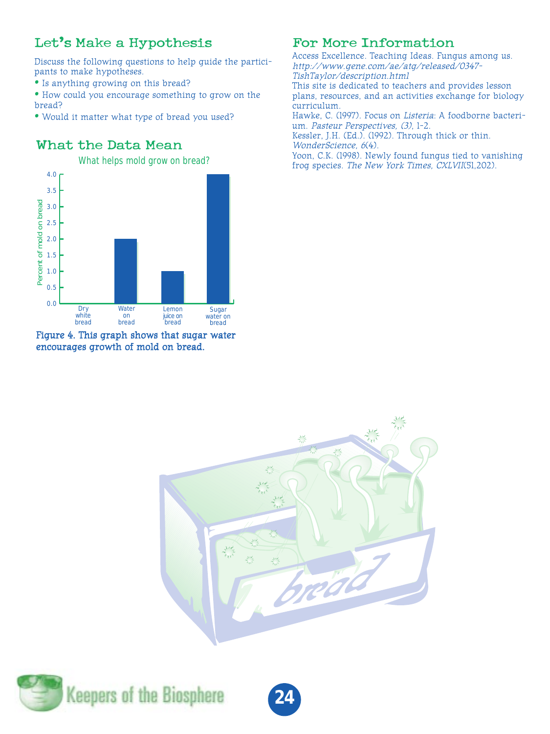## Let's Make a Hypothesis

Discuss the following questions to help guide the participants to make hypotheses.

- Is anything growing on this bread?
- How could you encourage something to grow on the bread?
- Would it matter what type of bread you used?

## What the Data Mean

What helps mold grow on bread?

| | Percent of mold on bread |
|---|---|
| Dry white bread | 0.0 |
| Water on bread | 2.0 |
| Lemon juice on bread | 1.0 |
| Sugar water on bread | 4.0 |

**Figure 4. This graph shows that sugar water encourages growth of mold on bread.**

## For More Information

Access Excellence. Teaching Ideas. Fungus among us. *http://www.gene.com/ae/atg/released/0347-TishTaylor/description.html*
This site is dedicated to teachers and provides lesson plans, resources, and an activities exchange for biology curriculum.

Hawke, C. (1997). Focus on *Listeria*: A foodborne bacterium. *Pasteur Perspectives, (3)*, 1-2.

Kessler, J.H. (Ed.). (1992). Through thick or thin. *WonderScience, 6*(4).

Yoon, C.K. (1998). Newly found fungus tied to vanishing frog species. *The New York Times, CXLVII*(51,202).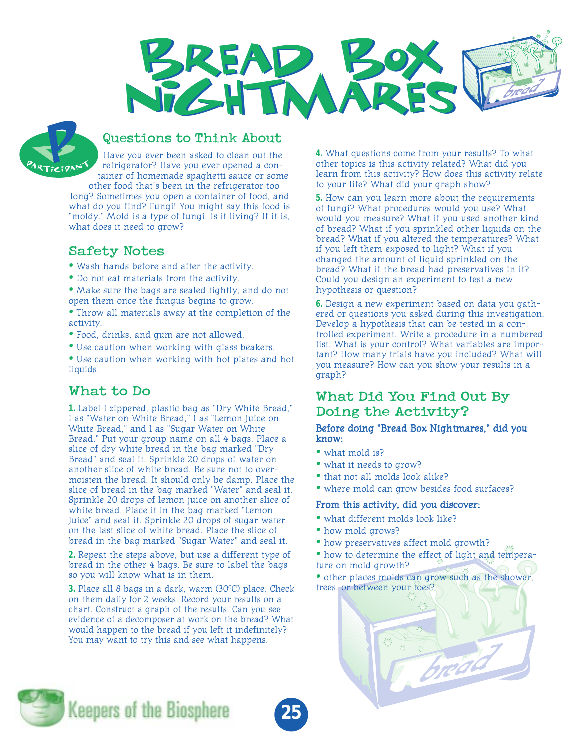# Bread Box Nightmares

## Questions to Think About

Have you ever been asked to clean out the refrigerator? Have you ever opened a container of homemade spaghetti sauce or some other food that's been in the refrigerator too long? Sometimes you open a container of food, and what do you find? Fungi! You might say this food is "moldy." Mold is a type of fungi. Is it living? If it is, what does it need to grow?

## Safety Notes

- Wash hands before and after the activity.
- Do not eat materials from the activity.
- Make sure the bags are sealed tightly, and do not open them once the fungus begins to grow.
- Throw all materials away at the completion of the activity.
- Food, drinks, and gum are not allowed.
- Use caution when working with glass beakers.
- Use caution when working with hot plates and hot liquids.

## What to Do

**1.** Label 1 zippered, plastic bag as "Dry White Bread," 1 as "Water on White Bread," 1 as "Lemon Juice on White Bread," and 1 as "Sugar Water on White Bread." Put your group name on all 4 bags. Place a slice of dry white bread in the bag marked "Dry Bread" and seal it. Sprinkle 20 drops of water on another slice of white bread. Be sure not to over-moisten the bread. It should only be damp. Place the slice of bread in the bag marked "Water" and seal it. Sprinkle 20 drops of lemon juice on another slice of white bread. Place it in the bag marked "Lemon Juice" and seal it. Sprinkle 20 drops of sugar water on the last slice of white bread. Place the slice of bread in the bag marked "Sugar Water" and seal it.

**2.** Repeat the steps above, but use a different type of bread in the other 4 bags. Be sure to label the bags so you will know what is in them.

**3.** Place all 8 bags in a dark, warm (30°C) place. Check on them daily for 2 weeks. Record your results on a chart. Construct a graph of the results. Can you see evidence of a decomposer at work on the bread? What would happen to the bread if you left it indefinitely? You may want to try this and see what happens.

**4.** What questions come from your results? To what other topics is this activity related? What did you learn from this activity? How does this activity relate to your life? What did your graph show?

**5.** How can you learn more about the requirements of fungi? What procedures would you use? What would you measure? What if you used another kind of bread? What if you sprinkled other liquids on the bread? What if you altered the temperatures? What if you left them exposed to light? What if you changed the amount of liquid sprinkled on the bread? What if the bread had preservatives in it? Could you design an experiment to test a new hypothesis or question?

**6.** Design a new experiment based on data you gathered or questions you asked during this investigation. Develop a hypothesis that can be tested in a controlled experiment. Write a procedure in a numbered list. What is your control? What variables are important? How many trials have you included? What will you measure? How can you show your results in a graph?

## What Did You Find Out By Doing the Activity?

**Before doing "Bread Box Nightmares," did you know:**

- what mold is?
- what it needs to grow?
- that not all molds look alike?
- where mold can grow besides food surfaces?

**From this activity, did you discover:**

- what different molds look like?
- how mold grows?
- how preservatives affect mold growth?
- how to determine the effect of light and temperature on mold growth?
- other places molds can grow such as the shower, trees, or between your toes?